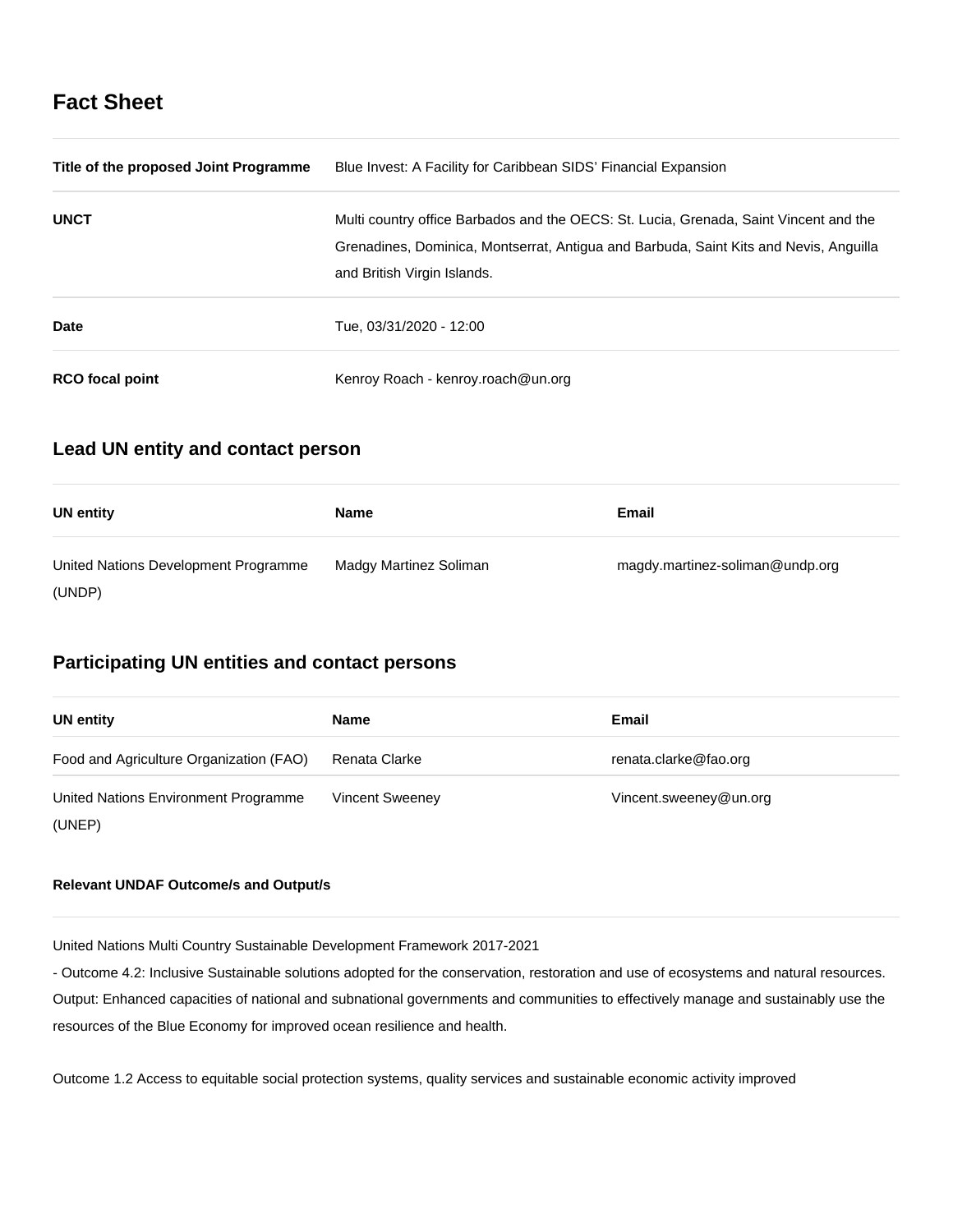## Fact Sheet

| | |
|---|---|
| **Title of the proposed Joint Programme** | Blue Invest: A Facility for Caribbean SIDS' Financial Expansion |
| **UNCT** | Multi country office Barbados and the OECS: St. Lucia, Grenada, Saint Vincent and the Grenadines, Dominica, Montserrat, Antigua and Barbuda, Saint Kits and Nevis, Anguilla and British Virgin Islands. |
| **Date** | Tue, 03/31/2020 - 12:00 |
| **RCO focal point** | Kenroy Roach - kenroy.roach@un.org |

## Lead UN entity and contact person

| UN entity | Name | Email |
|---|---|---|
| United Nations Development Programme (UNDP) | Madgy Martinez Soliman | magdy.martinez-soliman@undp.org |

## Participating UN entities and contact persons

| UN entity | Name | Email |
|---|---|---|
| Food and Agriculture Organization (FAO) | Renata Clarke | renata.clarke@fao.org |
| United Nations Environment Programme (UNEP) | Vincent Sweeney | Vincent.sweeney@un.org |

#### Relevant UNDAF Outcome/s and Output/s

United Nations Multi Country Sustainable Development Framework 2017-2021
- Outcome 4.2: Inclusive Sustainable solutions adopted for the conservation, restoration and use of ecosystems and natural resources. Output: Enhanced capacities of national and subnational governments and communities to effectively manage and sustainably use the resources of the Blue Economy for improved ocean resilience and health.

Outcome 1.2 Access to equitable social protection systems, quality services and sustainable economic activity improved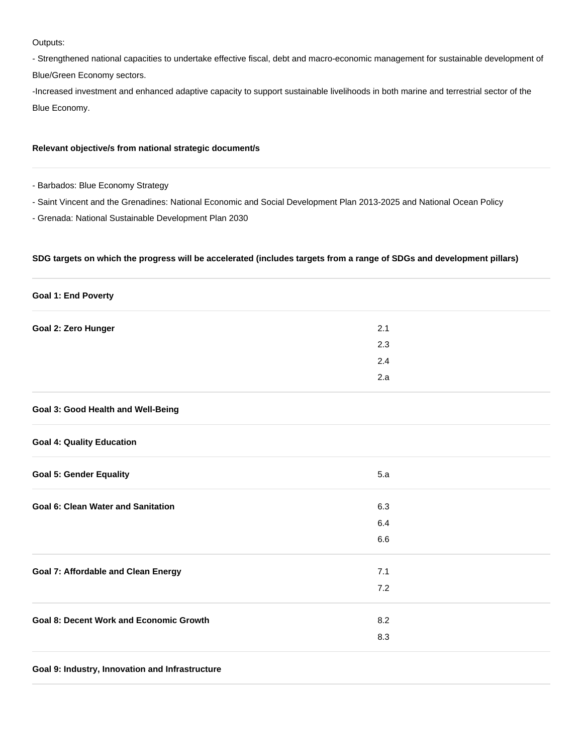Outputs:

- Strengthened national capacities to undertake effective fiscal, debt and macro-economic management for sustainable development of Blue/Green Economy sectors.

-Increased investment and enhanced adaptive capacity to support sustainable livelihoods in both marine and terrestrial sector of the Blue Economy.

**Relevant objective/s from national strategic document/s**

- Barbados: Blue Economy Strategy
- Saint Vincent and the Grenadines: National Economic and Social Development Plan 2013-2025 and National Ocean Policy
- Grenada: National Sustainable Development Plan 2030

**SDG targets on which the progress will be accelerated (includes targets from a range of SDGs and development pillars)**

| Goal | Targets |
| --- | --- |
| **Goal 1: End Poverty** | |
| **Goal 2: Zero Hunger** | 2.1<br>2.3<br>2.4<br>2.a |
| **Goal 3: Good Health and Well-Being** | |
| **Goal 4: Quality Education** | |
| **Goal 5: Gender Equality** | 5.a |
| **Goal 6: Clean Water and Sanitation** | 6.3<br>6.4<br>6.6 |
| **Goal 7: Affordable and Clean Energy** | 7.1<br>7.2 |
| **Goal 8: Decent Work and Economic Growth** | 8.2<br>8.3 |
| **Goal 9: Industry, Innovation and Infrastructure** | |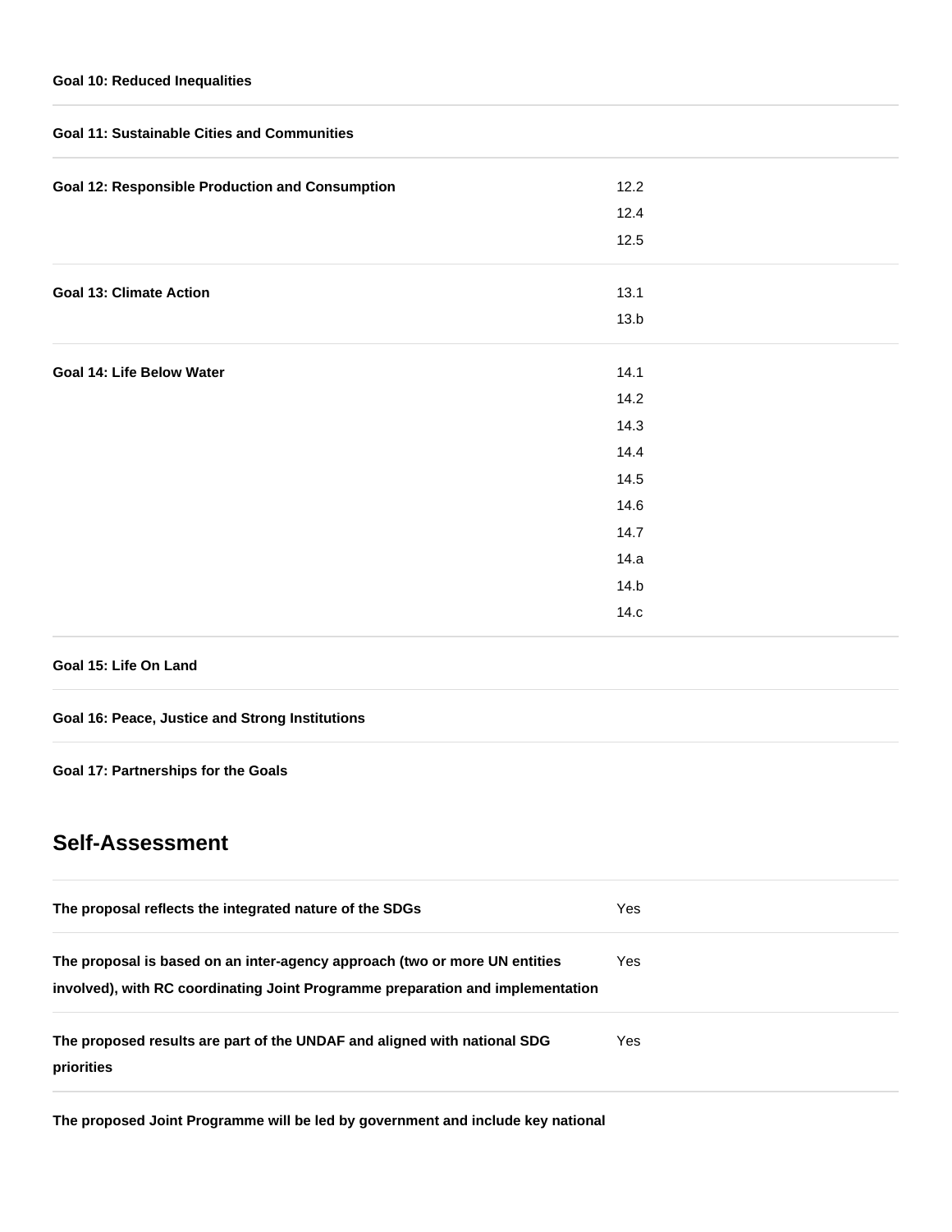| | |
|---|---|
| **Goal 10: Reduced Inequalities** | |
| **Goal 11: Sustainable Cities and Communities** | |
| **Goal 12: Responsible Production and Consumption** | 12.2<br>12.4<br>12.5 |
| **Goal 13: Climate Action** | 13.1<br>13.b |
| **Goal 14: Life Below Water** | 14.1<br>14.2<br>14.3<br>14.4<br>14.5<br>14.6<br>14.7<br>14.a<br>14.b<br>14.c |
| **Goal 15: Life On Land** | |
| **Goal 16: Peace, Justice and Strong Institutions** | |
| **Goal 17: Partnerships for the Goals** | |

## Self-Assessment

| | |
|---|---|
| **The proposal reflects the integrated nature of the SDGs** | Yes |
| **The proposal is based on an inter-agency approach (two or more UN entities involved), with RC coordinating Joint Programme preparation and implementation** | Yes |
| **The proposed results are part of the UNDAF and aligned with national SDG priorities** | Yes |
| **The proposed Joint Programme will be led by government and include key national** | |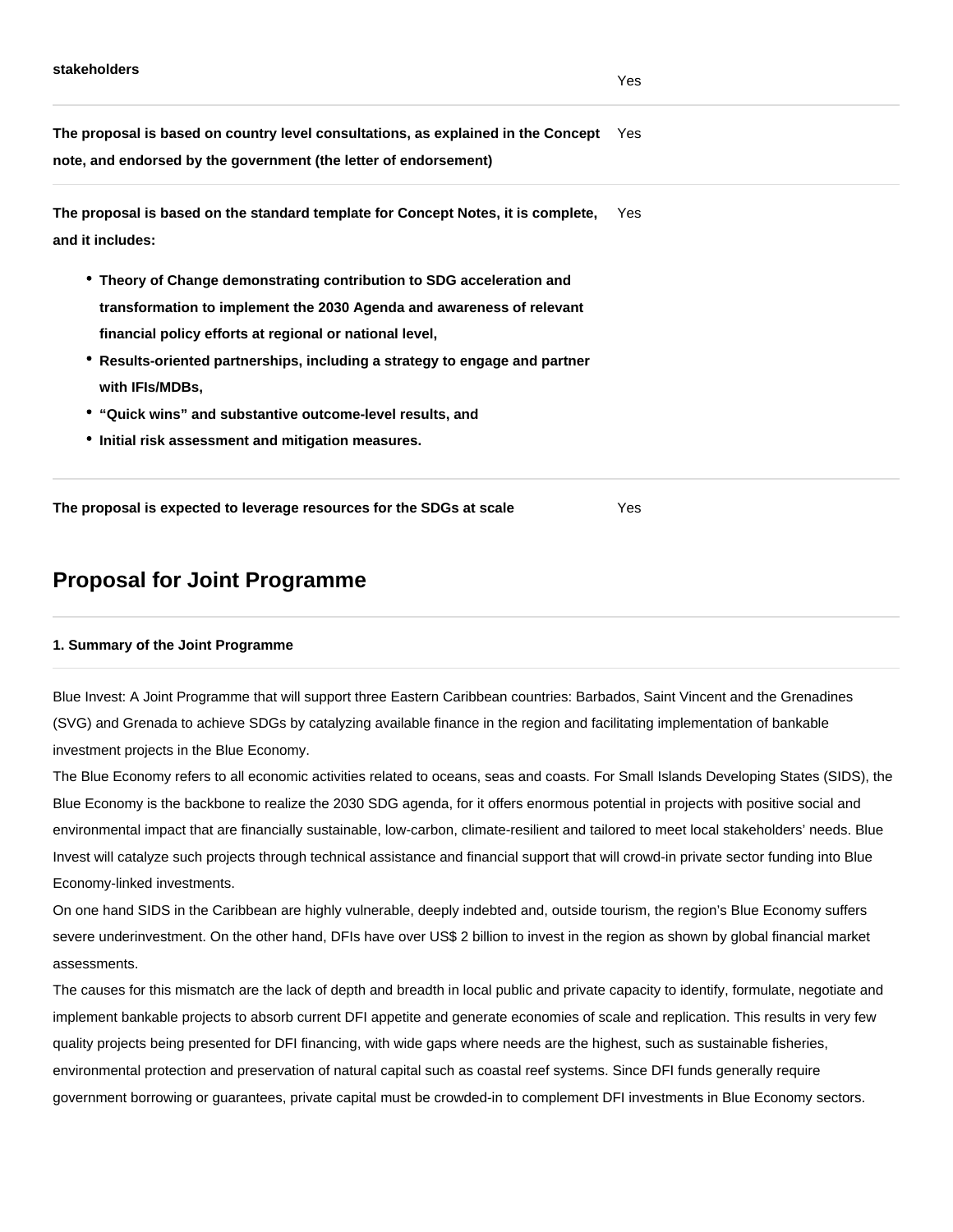| | |
|---|---|
| **stakeholders** | Yes |
| **The proposal is based on country level consultations, as explained in the Concept note, and endorsed by the government (the letter of endorsement)** | Yes |
| **The proposal is based on the standard template for Concept Notes, it is complete, and it includes:** <br> • **Theory of Change demonstrating contribution to SDG acceleration and transformation to implement the 2030 Agenda and awareness of relevant financial policy efforts at regional or national level,** <br> • **Results-oriented partnerships, including a strategy to engage and partner with IFIs/MDBs,** <br> • **"Quick wins" and substantive outcome-level results, and** <br> • **Initial risk assessment and mitigation measures.** | Yes |
| **The proposal is expected to leverage resources for the SDGs at scale** | Yes |

## Proposal for Joint Programme

**1. Summary of the Joint Programme**

Blue Invest: A Joint Programme that will support three Eastern Caribbean countries: Barbados, Saint Vincent and the Grenadines (SVG) and Grenada to achieve SDGs by catalyzing available finance in the region and facilitating implementation of bankable investment projects in the Blue Economy.

The Blue Economy refers to all economic activities related to oceans, seas and coasts. For Small Islands Developing States (SIDS), the Blue Economy is the backbone to realize the 2030 SDG agenda, for it offers enormous potential in projects with positive social and environmental impact that are financially sustainable, low-carbon, climate-resilient and tailored to meet local stakeholders' needs. Blue Invest will catalyze such projects through technical assistance and financial support that will crowd-in private sector funding into Blue Economy-linked investments.

On one hand SIDS in the Caribbean are highly vulnerable, deeply indebted and, outside tourism, the region's Blue Economy suffers severe underinvestment. On the other hand, DFIs have over US$ 2 billion to invest in the region as shown by global financial market assessments.

The causes for this mismatch are the lack of depth and breadth in local public and private capacity to identify, formulate, negotiate and implement bankable projects to absorb current DFI appetite and generate economies of scale and replication. This results in very few quality projects being presented for DFI financing, with wide gaps where needs are the highest, such as sustainable fisheries, environmental protection and preservation of natural capital such as coastal reef systems. Since DFI funds generally require government borrowing or guarantees, private capital must be crowded-in to complement DFI investments in Blue Economy sectors.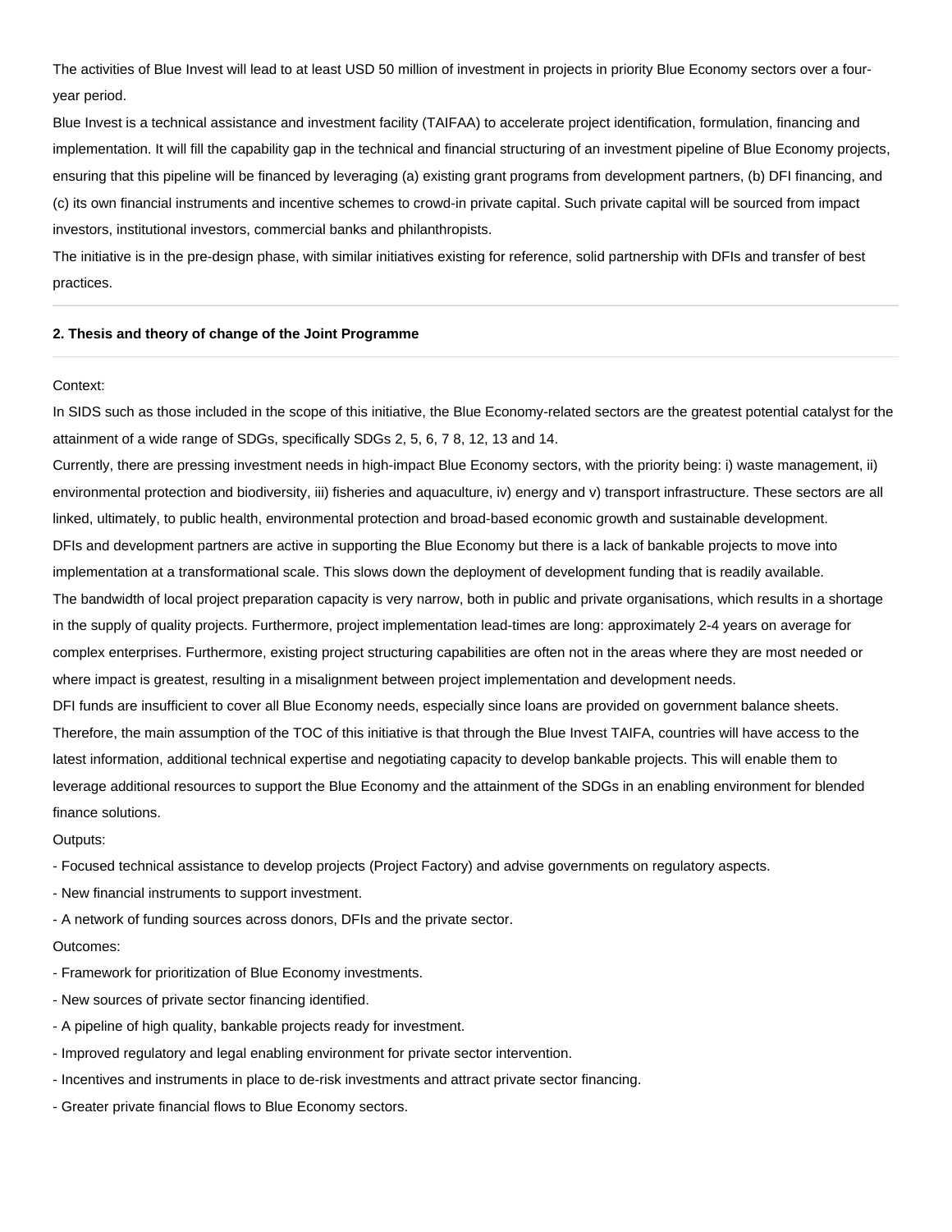The activities of Blue Invest will lead to at least USD 50 million of investment in projects in priority Blue Economy sectors over a four-year period.

Blue Invest is a technical assistance and investment facility (TAIFAA) to accelerate project identification, formulation, financing and implementation. It will fill the capability gap in the technical and financial structuring of an investment pipeline of Blue Economy projects, ensuring that this pipeline will be financed by leveraging (a) existing grant programs from development partners, (b) DFI financing, and (c) its own financial instruments and incentive schemes to crowd-in private capital. Such private capital will be sourced from impact investors, institutional investors, commercial banks and philanthropists.

The initiative is in the pre-design phase, with similar initiatives existing for reference, solid partnership with DFIs and transfer of best practices.

---

**2. Thesis and theory of change of the Joint Programme**

---

Context:

In SIDS such as those included in the scope of this initiative, the Blue Economy-related sectors are the greatest potential catalyst for the attainment of a wide range of SDGs, specifically SDGs 2, 5, 6, 7 8, 12, 13 and 14.

Currently, there are pressing investment needs in high-impact Blue Economy sectors, with the priority being: i) waste management, ii) environmental protection and biodiversity, iii) fisheries and aquaculture, iv) energy and v) transport infrastructure. These sectors are all linked, ultimately, to public health, environmental protection and broad-based economic growth and sustainable development.

DFIs and development partners are active in supporting the Blue Economy but there is a lack of bankable projects to move into implementation at a transformational scale. This slows down the deployment of development funding that is readily available.

The bandwidth of local project preparation capacity is very narrow, both in public and private organisations, which results in a shortage in the supply of quality projects. Furthermore, project implementation lead-times are long: approximately 2-4 years on average for complex enterprises. Furthermore, existing project structuring capabilities are often not in the areas where they are most needed or where impact is greatest, resulting in a misalignment between project implementation and development needs.

DFI funds are insufficient to cover all Blue Economy needs, especially since loans are provided on government balance sheets.

Therefore, the main assumption of the TOC of this initiative is that through the Blue Invest TAIFA, countries will have access to the latest information, additional technical expertise and negotiating capacity to develop bankable projects. This will enable them to leverage additional resources to support the Blue Economy and the attainment of the SDGs in an enabling environment for blended finance solutions.

Outputs:

- Focused technical assistance to develop projects (Project Factory) and advise governments on regulatory aspects.
- New financial instruments to support investment.
- A network of funding sources across donors, DFIs and the private sector.

Outcomes:

- Framework for prioritization of Blue Economy investments.
- New sources of private sector financing identified.
- A pipeline of high quality, bankable projects ready for investment.
- Improved regulatory and legal enabling environment for private sector intervention.
- Incentives and instruments in place to de-risk investments and attract private sector financing.
- Greater private financial flows to Blue Economy sectors.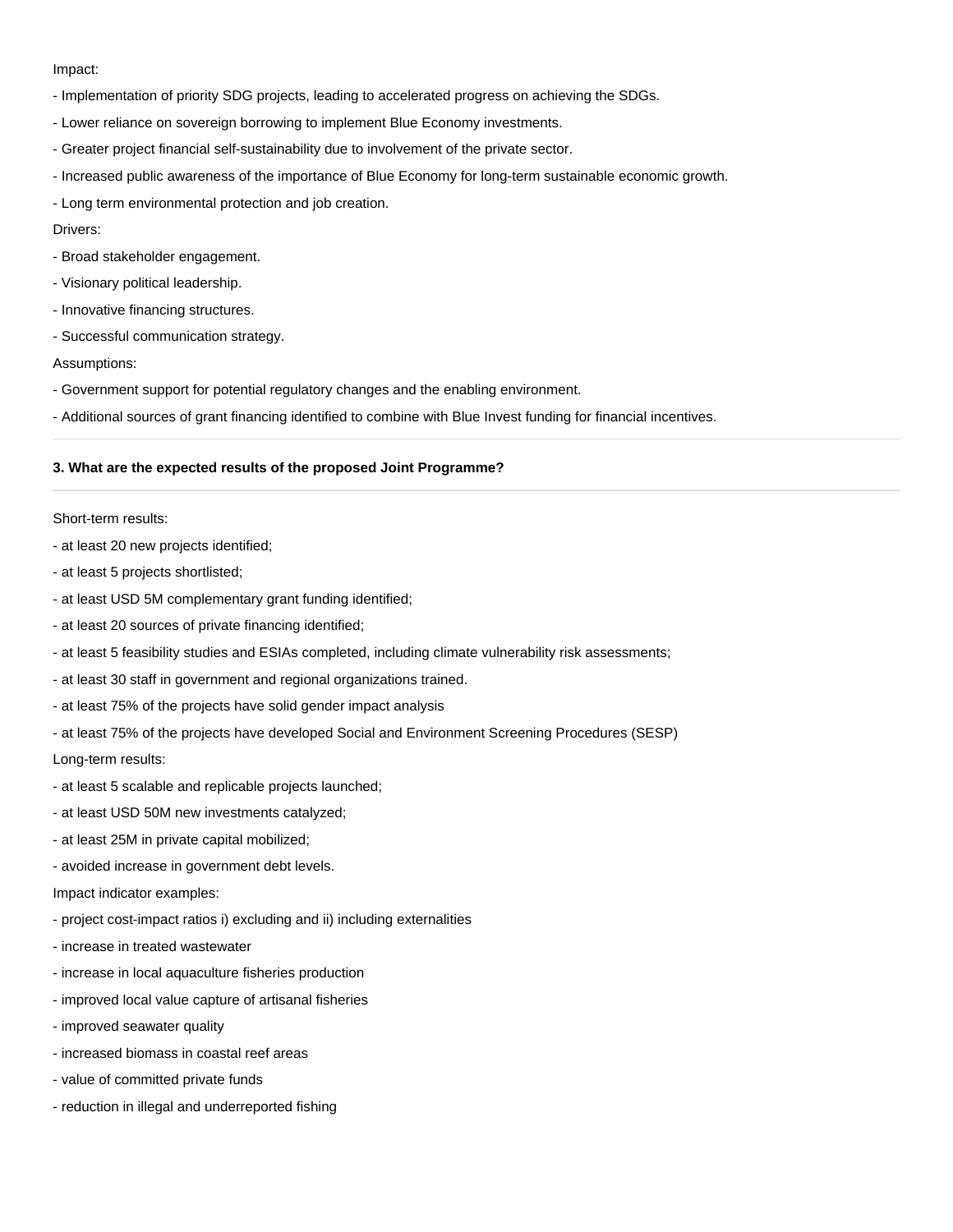Impact:

- Implementation of priority SDG projects, leading to accelerated progress on achieving the SDGs.
- Lower reliance on sovereign borrowing to implement Blue Economy investments.
- Greater project financial self-sustainability due to involvement of the private sector.
- Increased public awareness of the importance of Blue Economy for long-term sustainable economic growth.
- Long term environmental protection and job creation.

Drivers:

- Broad stakeholder engagement.
- Visionary political leadership.
- Innovative financing structures.
- Successful communication strategy.

Assumptions:

- Government support for potential regulatory changes and the enabling environment.
- Additional sources of grant financing identified to combine with Blue Invest funding for financial incentives.

---

**3. What are the expected results of the proposed Joint Programme?**

---

Short-term results:

- at least 20 new projects identified;
- at least 5 projects shortlisted;
- at least USD 5M complementary grant funding identified;
- at least 20 sources of private financing identified;
- at least 5 feasibility studies and ESIAs completed, including climate vulnerability risk assessments;
- at least 30 staff in government and regional organizations trained.
- at least 75% of the projects have solid gender impact analysis
- at least 75% of the projects have developed Social and Environment Screening Procedures (SESP)

Long-term results:

- at least 5 scalable and replicable projects launched;
- at least USD 50M new investments catalyzed;
- at least 25M in private capital mobilized;
- avoided increase in government debt levels.

Impact indicator examples:

- project cost-impact ratios i) excluding and ii) including externalities
- increase in treated wastewater
- increase in local aquaculture fisheries production
- improved local value capture of artisanal fisheries
- improved seawater quality
- increased biomass in coastal reef areas
- value of committed private funds
- reduction in illegal and underreported fishing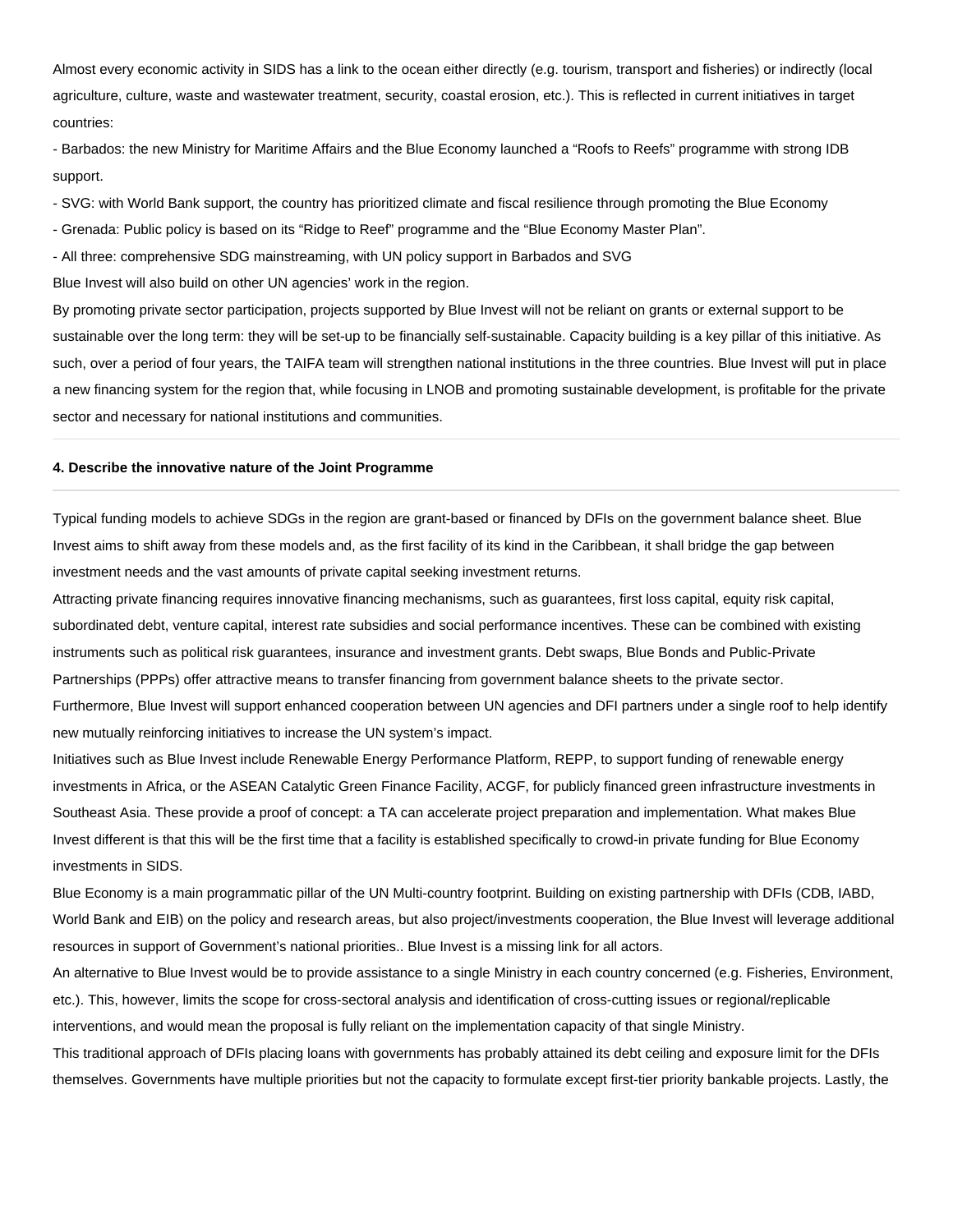Almost every economic activity in SIDS has a link to the ocean either directly (e.g. tourism, transport and fisheries) or indirectly (local agriculture, culture, waste and wastewater treatment, security, coastal erosion, etc.). This is reflected in current initiatives in target countries:

- Barbados: the new Ministry for Maritime Affairs and the Blue Economy launched a "Roofs to Reefs" programme with strong IDB support.
- SVG: with World Bank support, the country has prioritized climate and fiscal resilience through promoting the Blue Economy
- Grenada: Public policy is based on its "Ridge to Reef" programme and the "Blue Economy Master Plan".
- All three: comprehensive SDG mainstreaming, with UN policy support in Barbados and SVG

Blue Invest will also build on other UN agencies' work in the region.

By promoting private sector participation, projects supported by Blue Invest will not be reliant on grants or external support to be sustainable over the long term: they will be set-up to be financially self-sustainable. Capacity building is a key pillar of this initiative. As such, over a period of four years, the TAIFA team will strengthen national institutions in the three countries. Blue Invest will put in place a new financing system for the region that, while focusing in LNOB and promoting sustainable development, is profitable for the private sector and necessary for national institutions and communities.

---

**4. Describe the innovative nature of the Joint Programme**

---

Typical funding models to achieve SDGs in the region are grant-based or financed by DFIs on the government balance sheet. Blue Invest aims to shift away from these models and, as the first facility of its kind in the Caribbean, it shall bridge the gap between investment needs and the vast amounts of private capital seeking investment returns.

Attracting private financing requires innovative financing mechanisms, such as guarantees, first loss capital, equity risk capital, subordinated debt, venture capital, interest rate subsidies and social performance incentives. These can be combined with existing instruments such as political risk guarantees, insurance and investment grants. Debt swaps, Blue Bonds and Public-Private Partnerships (PPPs) offer attractive means to transfer financing from government balance sheets to the private sector.

Furthermore, Blue Invest will support enhanced cooperation between UN agencies and DFI partners under a single roof to help identify new mutually reinforcing initiatives to increase the UN system's impact.

Initiatives such as Blue Invest include Renewable Energy Performance Platform, REPP, to support funding of renewable energy investments in Africa, or the ASEAN Catalytic Green Finance Facility, ACGF, for publicly financed green infrastructure investments in Southeast Asia. These provide a proof of concept: a TA can accelerate project preparation and implementation. What makes Blue Invest different is that this will be the first time that a facility is established specifically to crowd-in private funding for Blue Economy investments in SIDS.

Blue Economy is a main programmatic pillar of the UN Multi-country footprint. Building on existing partnership with DFIs (CDB, IABD, World Bank and EIB) on the policy and research areas, but also project/investments cooperation, the Blue Invest will leverage additional resources in support of Government's national priorities.. Blue Invest is a missing link for all actors.

An alternative to Blue Invest would be to provide assistance to a single Ministry in each country concerned (e.g. Fisheries, Environment, etc.). This, however, limits the scope for cross-sectoral analysis and identification of cross-cutting issues or regional/replicable interventions, and would mean the proposal is fully reliant on the implementation capacity of that single Ministry.

This traditional approach of DFIs placing loans with governments has probably attained its debt ceiling and exposure limit for the DFIs themselves. Governments have multiple priorities but not the capacity to formulate except first-tier priority bankable projects. Lastly, the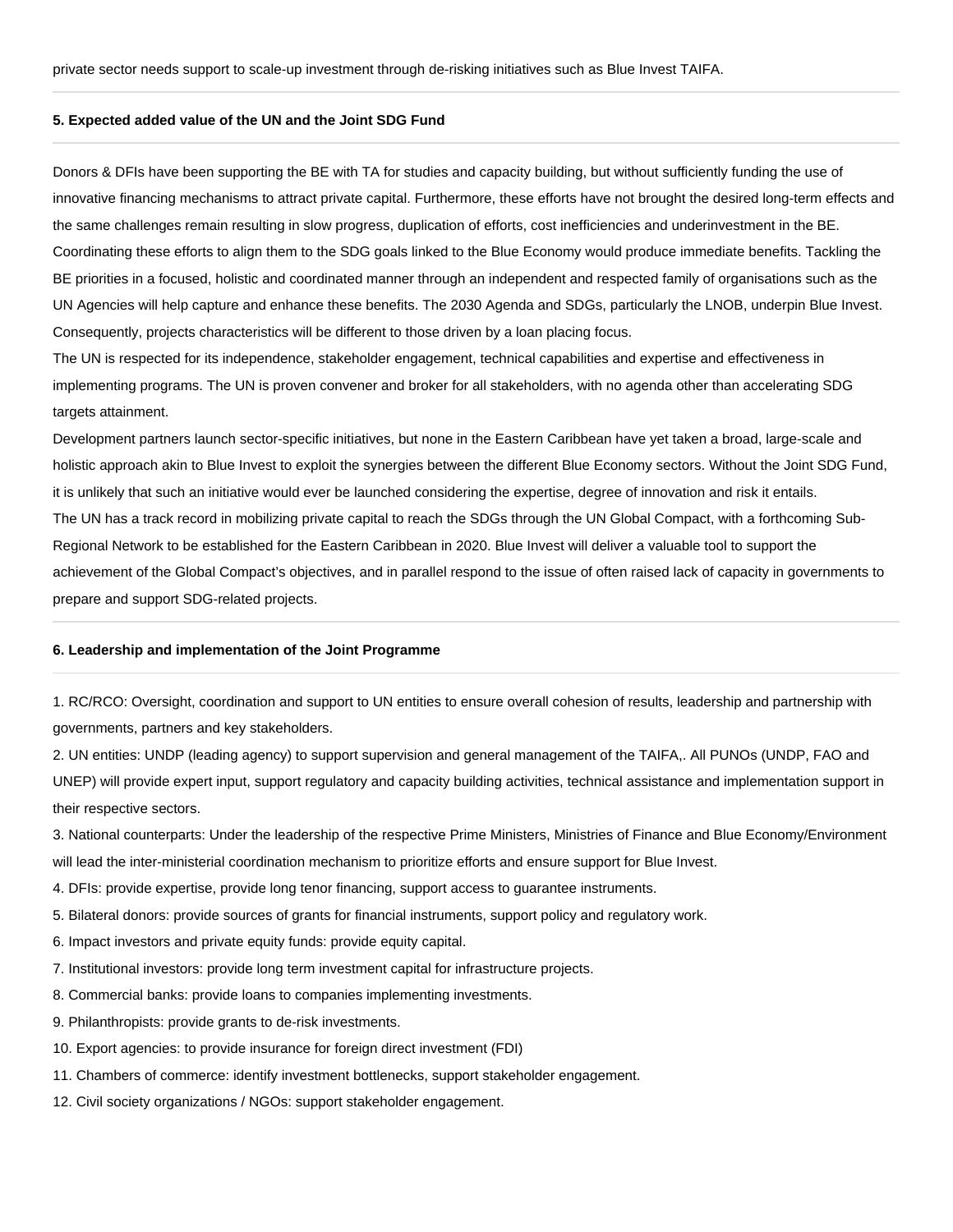private sector needs support to scale-up investment through de-risking initiatives such as Blue Invest TAIFA.

#### 5. Expected added value of the UN and the Joint SDG Fund

Donors & DFIs have been supporting the BE with TA for studies and capacity building, but without sufficiently funding the use of innovative financing mechanisms to attract private capital. Furthermore, these efforts have not brought the desired long-term effects and the same challenges remain resulting in slow progress, duplication of efforts, cost inefficiencies and underinvestment in the BE. Coordinating these efforts to align them to the SDG goals linked to the Blue Economy would produce immediate benefits. Tackling the BE priorities in a focused, holistic and coordinated manner through an independent and respected family of organisations such as the UN Agencies will help capture and enhance these benefits. The 2030 Agenda and SDGs, particularly the LNOB, underpin Blue Invest. Consequently, projects characteristics will be different to those driven by a loan placing focus.
The UN is respected for its independence, stakeholder engagement, technical capabilities and expertise and effectiveness in implementing programs. The UN is proven convener and broker for all stakeholders, with no agenda other than accelerating SDG targets attainment.
Development partners launch sector-specific initiatives, but none in the Eastern Caribbean have yet taken a broad, large-scale and holistic approach akin to Blue Invest to exploit the synergies between the different Blue Economy sectors. Without the Joint SDG Fund, it is unlikely that such an initiative would ever be launched considering the expertise, degree of innovation and risk it entails.
The UN has a track record in mobilizing private capital to reach the SDGs through the UN Global Compact, with a forthcoming Sub-Regional Network to be established for the Eastern Caribbean in 2020. Blue Invest will deliver a valuable tool to support the achievement of the Global Compact's objectives, and in parallel respond to the issue of often raised lack of capacity in governments to prepare and support SDG-related projects.

#### 6. Leadership and implementation of the Joint Programme

1. RC/RCO: Oversight, coordination and support to UN entities to ensure overall cohesion of results, leadership and partnership with governments, partners and key stakeholders.
2. UN entities: UNDP (leading agency) to support supervision and general management of the TAIFA,. All PUNOs (UNDP, FAO and UNEP) will provide expert input, support regulatory and capacity building activities, technical assistance and implementation support in their respective sectors.
3. National counterparts: Under the leadership of the respective Prime Ministers, Ministries of Finance and Blue Economy/Environment will lead the inter-ministerial coordination mechanism to prioritize efforts and ensure support for Blue Invest.
4. DFIs: provide expertise, provide long tenor financing, support access to guarantee instruments.
5. Bilateral donors: provide sources of grants for financial instruments, support policy and regulatory work.
6. Impact investors and private equity funds: provide equity capital.
7. Institutional investors: provide long term investment capital for infrastructure projects.
8. Commercial banks: provide loans to companies implementing investments.
9. Philanthropists: provide grants to de-risk investments.
10. Export agencies: to provide insurance for foreign direct investment (FDI)
11. Chambers of commerce: identify investment bottlenecks, support stakeholder engagement.
12. Civil society organizations / NGOs: support stakeholder engagement.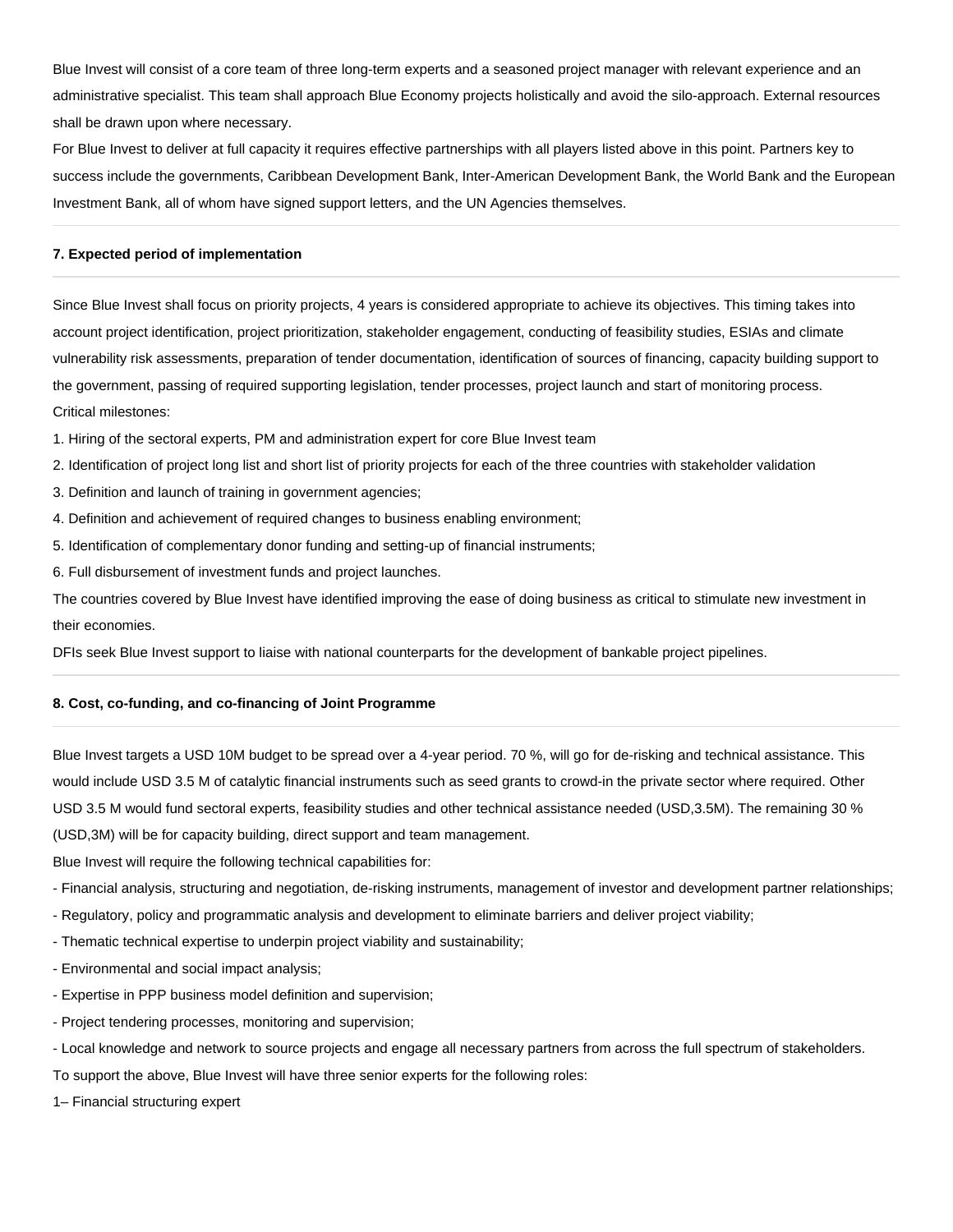Blue Invest will consist of a core team of three long-term experts and a seasoned project manager with relevant experience and an administrative specialist. This team shall approach Blue Economy projects holistically and avoid the silo-approach. External resources shall be drawn upon where necessary.

For Blue Invest to deliver at full capacity it requires effective partnerships with all players listed above in this point. Partners key to success include the governments, Caribbean Development Bank, Inter-American Development Bank, the World Bank and the European Investment Bank, all of whom have signed support letters, and the UN Agencies themselves.

---

#### 7. Expected period of implementation

---

Since Blue Invest shall focus on priority projects, 4 years is considered appropriate to achieve its objectives. This timing takes into account project identification, project prioritization, stakeholder engagement, conducting of feasibility studies, ESIAs and climate vulnerability risk assessments, preparation of tender documentation, identification of sources of financing, capacity building support to the government, passing of required supporting legislation, tender processes, project launch and start of monitoring process.

Critical milestones:

1. Hiring of the sectoral experts, PM and administration expert for core Blue Invest team
2. Identification of project long list and short list of priority projects for each of the three countries with stakeholder validation
3. Definition and launch of training in government agencies;
4. Definition and achievement of required changes to business enabling environment;
5. Identification of complementary donor funding and setting-up of financial instruments;
6. Full disbursement of investment funds and project launches.

The countries covered by Blue Invest have identified improving the ease of doing business as critical to stimulate new investment in their economies.

DFIs seek Blue Invest support to liaise with national counterparts for the development of bankable project pipelines.

---

#### 8. Cost, co-funding, and co-financing of Joint Programme

---

Blue Invest targets a USD 10M budget to be spread over a 4-year period. 70 %, will go for de-risking and technical assistance. This would include USD 3.5 M of catalytic financial instruments such as seed grants to crowd-in the private sector where required. Other USD 3.5 M would fund sectoral experts, feasibility studies and other technical assistance needed (USD,3.5M). The remaining 30 % (USD,3M) will be for capacity building, direct support and team management.

Blue Invest will require the following technical capabilities for:

- Financial analysis, structuring and negotiation, de-risking instruments, management of investor and development partner relationships;
- Regulatory, policy and programmatic analysis and development to eliminate barriers and deliver project viability;
- Thematic technical expertise to underpin project viability and sustainability;
- Environmental and social impact analysis;
- Expertise in PPP business model definition and supervision;
- Project tendering processes, monitoring and supervision;
- Local knowledge and network to source projects and engage all necessary partners from across the full spectrum of stakeholders.

To support the above, Blue Invest will have three senior experts for the following roles:

1– Financial structuring expert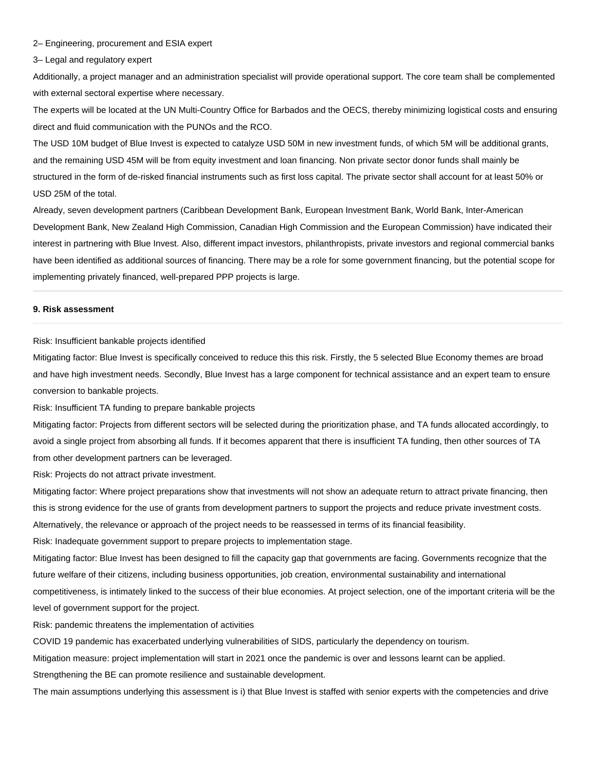2– Engineering, procurement and ESIA expert

3– Legal and regulatory expert

Additionally, a project manager and an administration specialist will provide operational support. The core team shall be complemented with external sectoral expertise where necessary.

The experts will be located at the UN Multi-Country Office for Barbados and the OECS, thereby minimizing logistical costs and ensuring direct and fluid communication with the PUNOs and the RCO.

The USD 10M budget of Blue Invest is expected to catalyze USD 50M in new investment funds, of which 5M will be additional grants, and the remaining USD 45M will be from equity investment and loan financing. Non private sector donor funds shall mainly be structured in the form of de-risked financial instruments such as first loss capital. The private sector shall account for at least 50% or USD 25M of the total.

Already, seven development partners (Caribbean Development Bank, European Investment Bank, World Bank, Inter-American Development Bank, New Zealand High Commission, Canadian High Commission and the European Commission) have indicated their interest in partnering with Blue Invest. Also, different impact investors, philanthropists, private investors and regional commercial banks have been identified as additional sources of financing. There may be a role for some government financing, but the potential scope for implementing privately financed, well-prepared PPP projects is large.

---

**9. Risk assessment**

---

Risk: Insufficient bankable projects identified

Mitigating factor: Blue Invest is specifically conceived to reduce this this risk. Firstly, the 5 selected Blue Economy themes are broad and have high investment needs. Secondly, Blue Invest has a large component for technical assistance and an expert team to ensure conversion to bankable projects.

Risk: Insufficient TA funding to prepare bankable projects

Mitigating factor: Projects from different sectors will be selected during the prioritization phase, and TA funds allocated accordingly, to avoid a single project from absorbing all funds. If it becomes apparent that there is insufficient TA funding, then other sources of TA from other development partners can be leveraged.

Risk: Projects do not attract private investment.

Mitigating factor: Where project preparations show that investments will not show an adequate return to attract private financing, then this is strong evidence for the use of grants from development partners to support the projects and reduce private investment costs. Alternatively, the relevance or approach of the project needs to be reassessed in terms of its financial feasibility.

Risk: Inadequate government support to prepare projects to implementation stage.

Mitigating factor: Blue Invest has been designed to fill the capacity gap that governments are facing. Governments recognize that the future welfare of their citizens, including business opportunities, job creation, environmental sustainability and international competitiveness, is intimately linked to the success of their blue economies. At project selection, one of the important criteria will be the level of government support for the project.

Risk: pandemic threatens the implementation of activities

COVID 19 pandemic has exacerbated underlying vulnerabilities of SIDS, particularly the dependency on tourism.

Mitigation measure: project implementation will start in 2021 once the pandemic is over and lessons learnt can be applied.

Strengthening the BE can promote resilience and sustainable development.

The main assumptions underlying this assessment is i) that Blue Invest is staffed with senior experts with the competencies and drive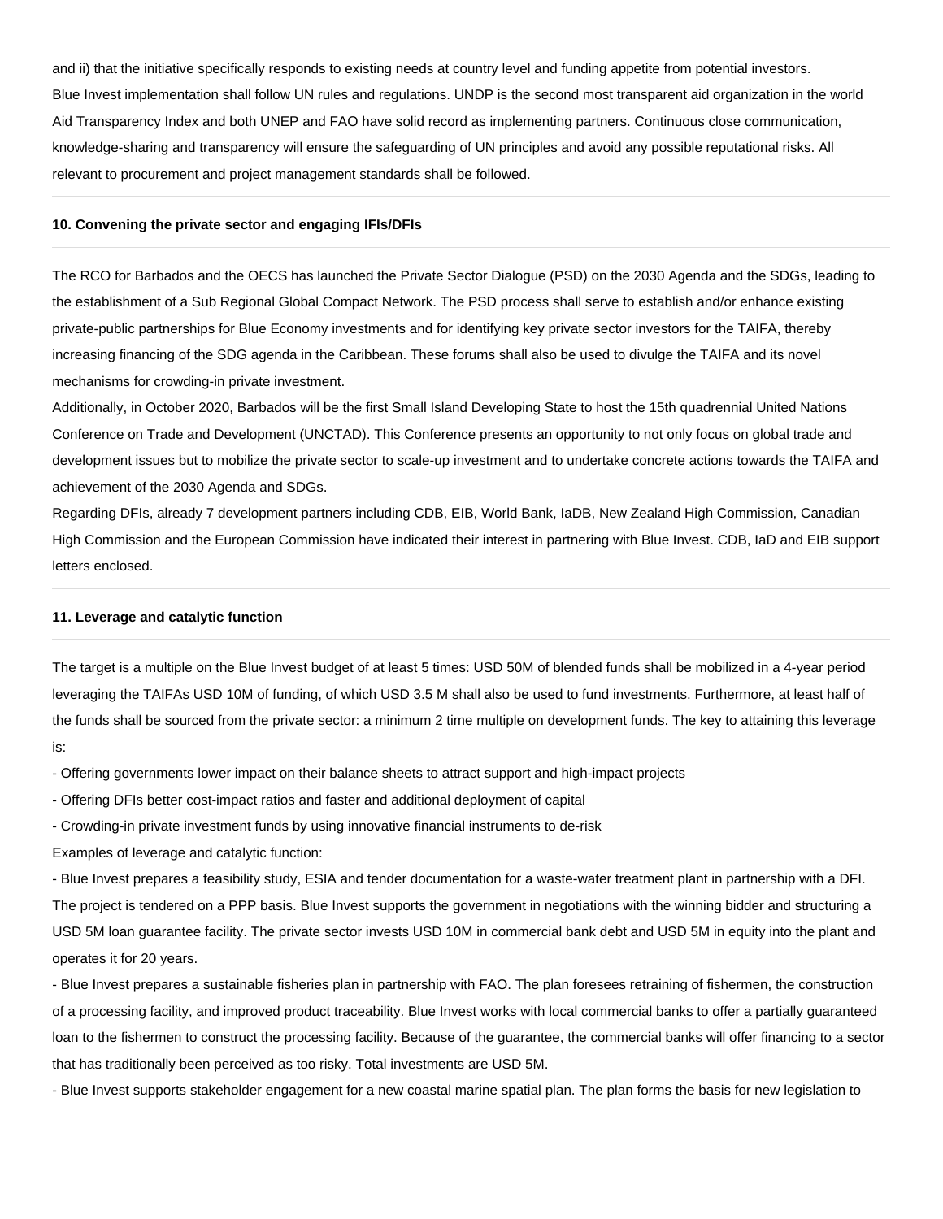and ii) that the initiative specifically responds to existing needs at country level and funding appetite from potential investors.
Blue Invest implementation shall follow UN rules and regulations. UNDP is the second most transparent aid organization in the world Aid Transparency Index and both UNEP and FAO have solid record as implementing partners. Continuous close communication, knowledge-sharing and transparency will ensure the safeguarding of UN principles and avoid any possible reputational risks. All relevant to procurement and project management standards shall be followed.

---

#### 10. Convening the private sector and engaging IFIs/DFIs

---

The RCO for Barbados and the OECS has launched the Private Sector Dialogue (PSD) on the 2030 Agenda and the SDGs, leading to the establishment of a Sub Regional Global Compact Network. The PSD process shall serve to establish and/or enhance existing private-public partnerships for Blue Economy investments and for identifying key private sector investors for the TAIFA, thereby increasing financing of the SDG agenda in the Caribbean. These forums shall also be used to divulge the TAIFA and its novel mechanisms for crowding-in private investment.
Additionally, in October 2020, Barbados will be the first Small Island Developing State to host the 15th quadrennial United Nations Conference on Trade and Development (UNCTAD). This Conference presents an opportunity to not only focus on global trade and development issues but to mobilize the private sector to scale-up investment and to undertake concrete actions towards the TAIFA and achievement of the 2030 Agenda and SDGs.
Regarding DFIs, already 7 development partners including CDB, EIB, World Bank, IaDB, New Zealand High Commission, Canadian High Commission and the European Commission have indicated their interest in partnering with Blue Invest. CDB, IaD and EIB support letters enclosed.

---

#### 11. Leverage and catalytic function

---

The target is a multiple on the Blue Invest budget of at least 5 times: USD 50M of blended funds shall be mobilized in a 4-year period leveraging the TAIFAs USD 10M of funding, of which USD 3.5 M shall also be used to fund investments. Furthermore, at least half of the funds shall be sourced from the private sector: a minimum 2 time multiple on development funds. The key to attaining this leverage is:

- Offering governments lower impact on their balance sheets to attract support and high-impact projects
- Offering DFIs better cost-impact ratios and faster and additional deployment of capital
- Crowding-in private investment funds by using innovative financial instruments to de-risk

Examples of leverage and catalytic function:

- Blue Invest prepares a feasibility study, ESIA and tender documentation for a waste-water treatment plant in partnership with a DFI. The project is tendered on a PPP basis. Blue Invest supports the government in negotiations with the winning bidder and structuring a USD 5M loan guarantee facility. The private sector invests USD 10M in commercial bank debt and USD 5M in equity into the plant and operates it for 20 years.
- Blue Invest prepares a sustainable fisheries plan in partnership with FAO. The plan foresees retraining of fishermen, the construction of a processing facility, and improved product traceability. Blue Invest works with local commercial banks to offer a partially guaranteed loan to the fishermen to construct the processing facility. Because of the guarantee, the commercial banks will offer financing to a sector that has traditionally been perceived as too risky. Total investments are USD 5M.
- Blue Invest supports stakeholder engagement for a new coastal marine spatial plan. The plan forms the basis for new legislation to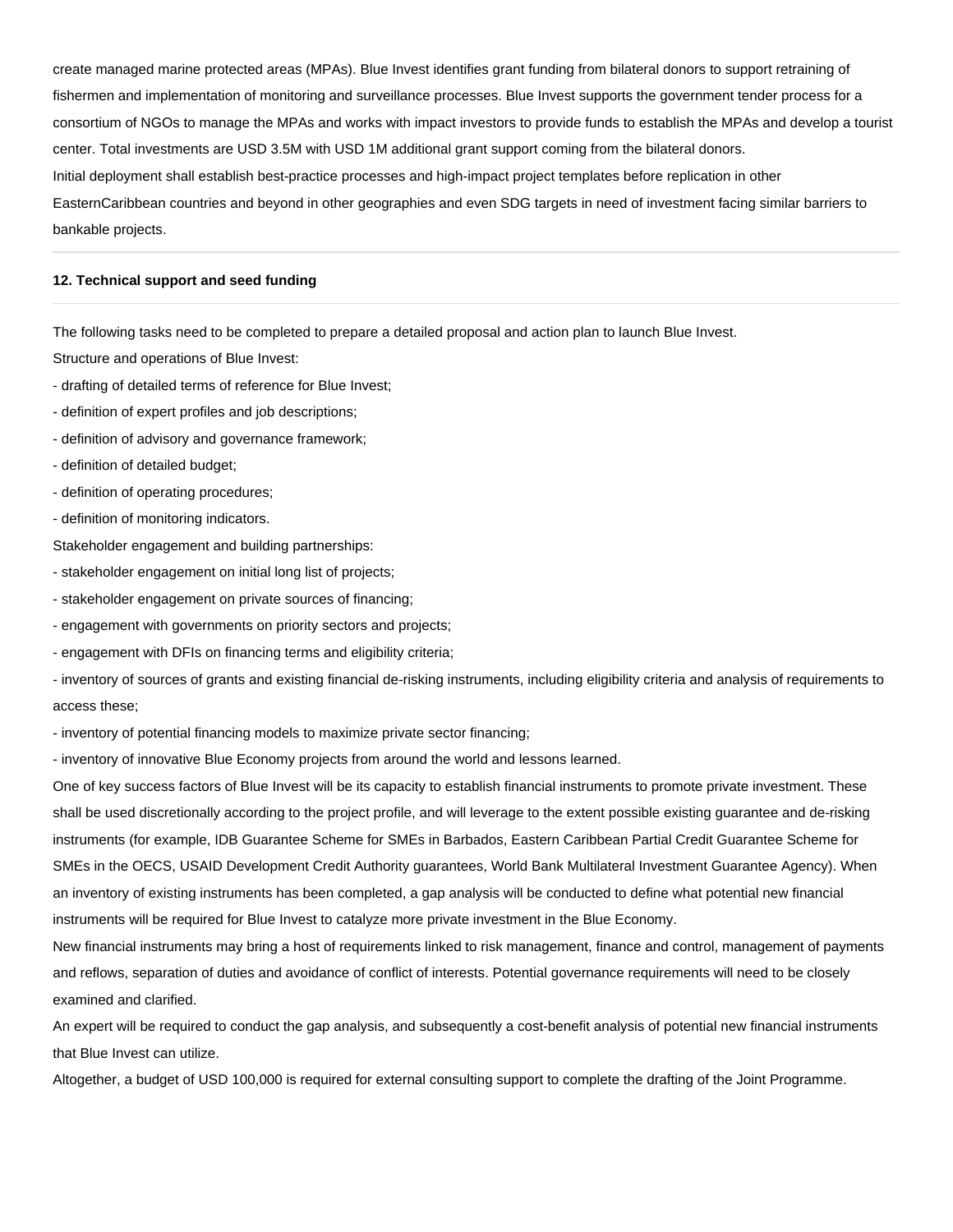create managed marine protected areas (MPAs). Blue Invest identifies grant funding from bilateral donors to support retraining of fishermen and implementation of monitoring and surveillance processes. Blue Invest supports the government tender process for a consortium of NGOs to manage the MPAs and works with impact investors to provide funds to establish the MPAs and develop a tourist center. Total investments are USD 3.5M with USD 1M additional grant support coming from the bilateral donors.

Initial deployment shall establish best-practice processes and high-impact project templates before replication in other EasternCaribbean countries and beyond in other geographies and even SDG targets in need of investment facing similar barriers to bankable projects.

---

**12. Technical support and seed funding**

---

The following tasks need to be completed to prepare a detailed proposal and action plan to launch Blue Invest.

Structure and operations of Blue Invest:

- drafting of detailed terms of reference for Blue Invest;
- definition of expert profiles and job descriptions;
- definition of advisory and governance framework;
- definition of detailed budget;
- definition of operating procedures;
- definition of monitoring indicators.

Stakeholder engagement and building partnerships:

- stakeholder engagement on initial long list of projects;
- stakeholder engagement on private sources of financing;
- engagement with governments on priority sectors and projects;
- engagement with DFIs on financing terms and eligibility criteria;
- inventory of sources of grants and existing financial de-risking instruments, including eligibility criteria and analysis of requirements to access these;
- inventory of potential financing models to maximize private sector financing;
- inventory of innovative Blue Economy projects from around the world and lessons learned.

One of key success factors of Blue Invest will be its capacity to establish financial instruments to promote private investment. These shall be used discretionally according to the project profile, and will leverage to the extent possible existing guarantee and de-risking instruments (for example, IDB Guarantee Scheme for SMEs in Barbados, Eastern Caribbean Partial Credit Guarantee Scheme for SMEs in the OECS, USAID Development Credit Authority guarantees, World Bank Multilateral Investment Guarantee Agency). When an inventory of existing instruments has been completed, a gap analysis will be conducted to define what potential new financial instruments will be required for Blue Invest to catalyze more private investment in the Blue Economy.

New financial instruments may bring a host of requirements linked to risk management, finance and control, management of payments and reflows, separation of duties and avoidance of conflict of interests. Potential governance requirements will need to be closely examined and clarified.

An expert will be required to conduct the gap analysis, and subsequently a cost-benefit analysis of potential new financial instruments that Blue Invest can utilize.

Altogether, a budget of USD 100,000 is required for external consulting support to complete the drafting of the Joint Programme.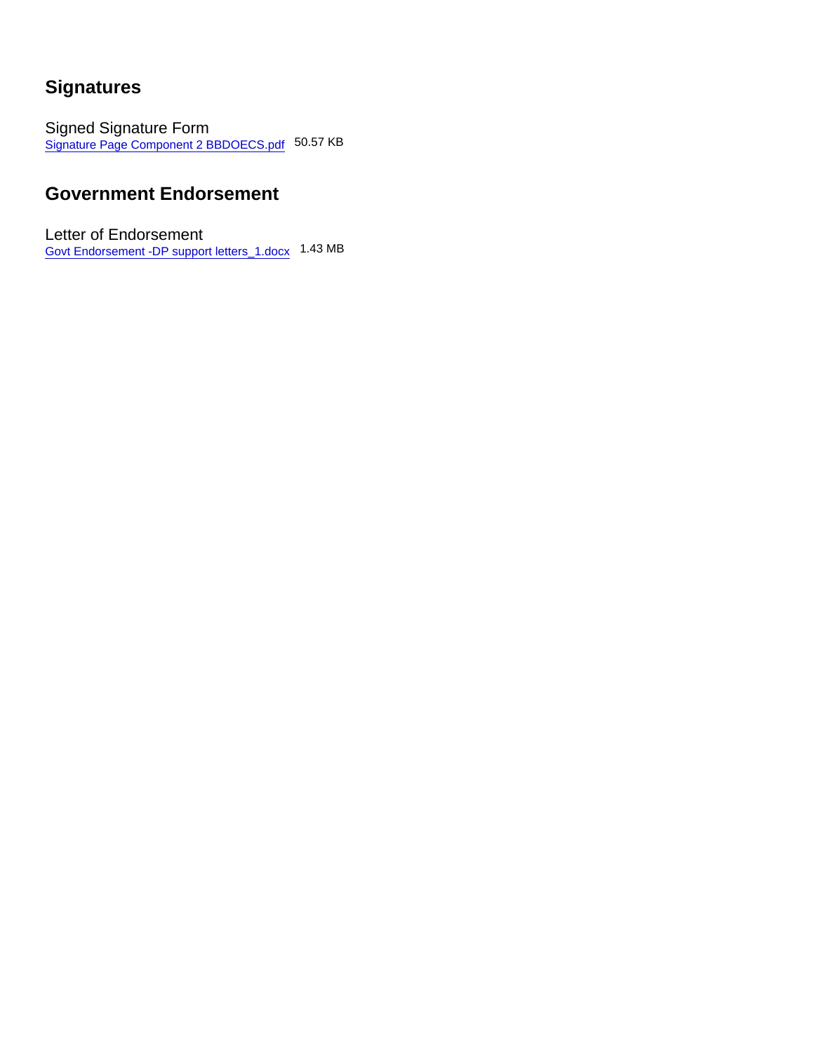## Signatures

Signed Signature Form
[Signature Page Component 2 BBDOECS.pdf] 50.57 KB

## Government Endorsement

Letter of Endorsement
[Govt Endorsement -DP support letters_1.docx] 1.43 MB